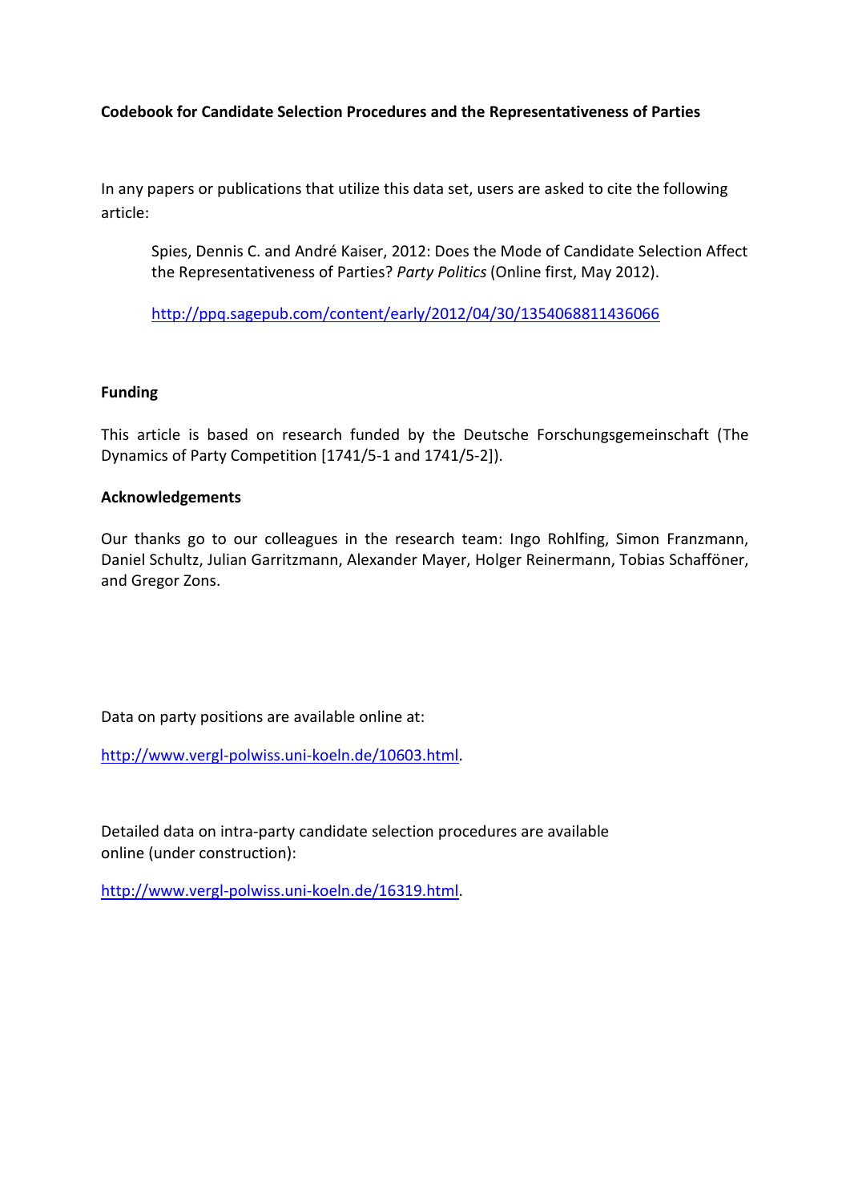**Codebook for Candidate Selection Procedures and the Representativeness of Parties**

In any papers or publications that utilize this data set, users are asked to cite the following article:

> Spies, Dennis C. and André Kaiser, 2012: Does the Mode of Candidate Selection Affect the Representativeness of Parties? *Party Politics* (Online first, May 2012).
>
> http://ppq.sagepub.com/content/early/2012/04/30/1354068811436066

**Funding**

This article is based on research funded by the Deutsche Forschungsgemeinschaft (The Dynamics of Party Competition [1741/5-1 and 1741/5-2]).

**Acknowledgements**

Our thanks go to our colleagues in the research team: Ingo Rohlfing, Simon Franzmann, Daniel Schultz, Julian Garritzmann, Alexander Mayer, Holger Reinermann, Tobias Schafföner, and Gregor Zons.

Data on party positions are available online at:

http://www.vergl-polwiss.uni-koeln.de/10603.html.

Detailed data on intra-party candidate selection procedures are available online (under construction):

http://www.vergl-polwiss.uni-koeln.de/16319.html.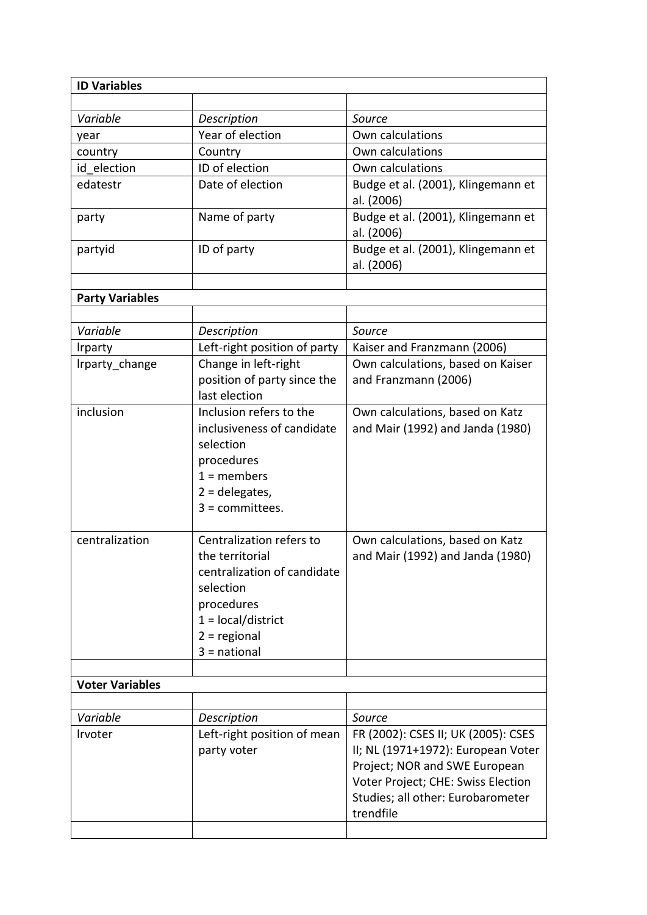| **ID Variables** | | |
|---|---|---|
| | | |
| *Variable* | *Description* | *Source* |
| year | Year of election | Own calculations |
| country | Country | Own calculations |
| id_election | ID of election | Own calculations |
| edatestr | Date of election | Budge et al. (2001), Klingemann et al. (2006) |
| party | Name of party | Budge et al. (2001), Klingemann et al. (2006) |
| partyid | ID of party | Budge et al. (2001), Klingemann et al. (2006) |
| | | |
| **Party Variables** | | |
| | | |
| *Variable* | *Description* | *Source* |
| lrparty | Left-right position of party | Kaiser and Franzmann (2006) |
| lrparty_change | Change in left-right position of party since the last election | Own calculations, based on Kaiser and Franzmann (2006) |
| inclusion | Inclusion refers to the inclusiveness of candidate selection procedures<br>1 = members<br>2 = delegates,<br>3 = committees. | Own calculations, based on Katz and Mair (1992) and Janda (1980) |
| centralization | Centralization refers to the territorial centralization of candidate selection procedures<br>1 = local/district<br>2 = regional<br>3 = national | Own calculations, based on Katz and Mair (1992) and Janda (1980) |
| | | |
| **Voter Variables** | | |
| | | |
| *Variable* | *Description* | *Source* |
| lrvoter | Left-right position of mean party voter | FR (2002): CSES II; UK (2005): CSES II; NL (1971+1972): European Voter Project; NOR and SWE European Voter Project; CHE: Swiss Election Studies; all other: Eurobarometer trendfile |
| | | |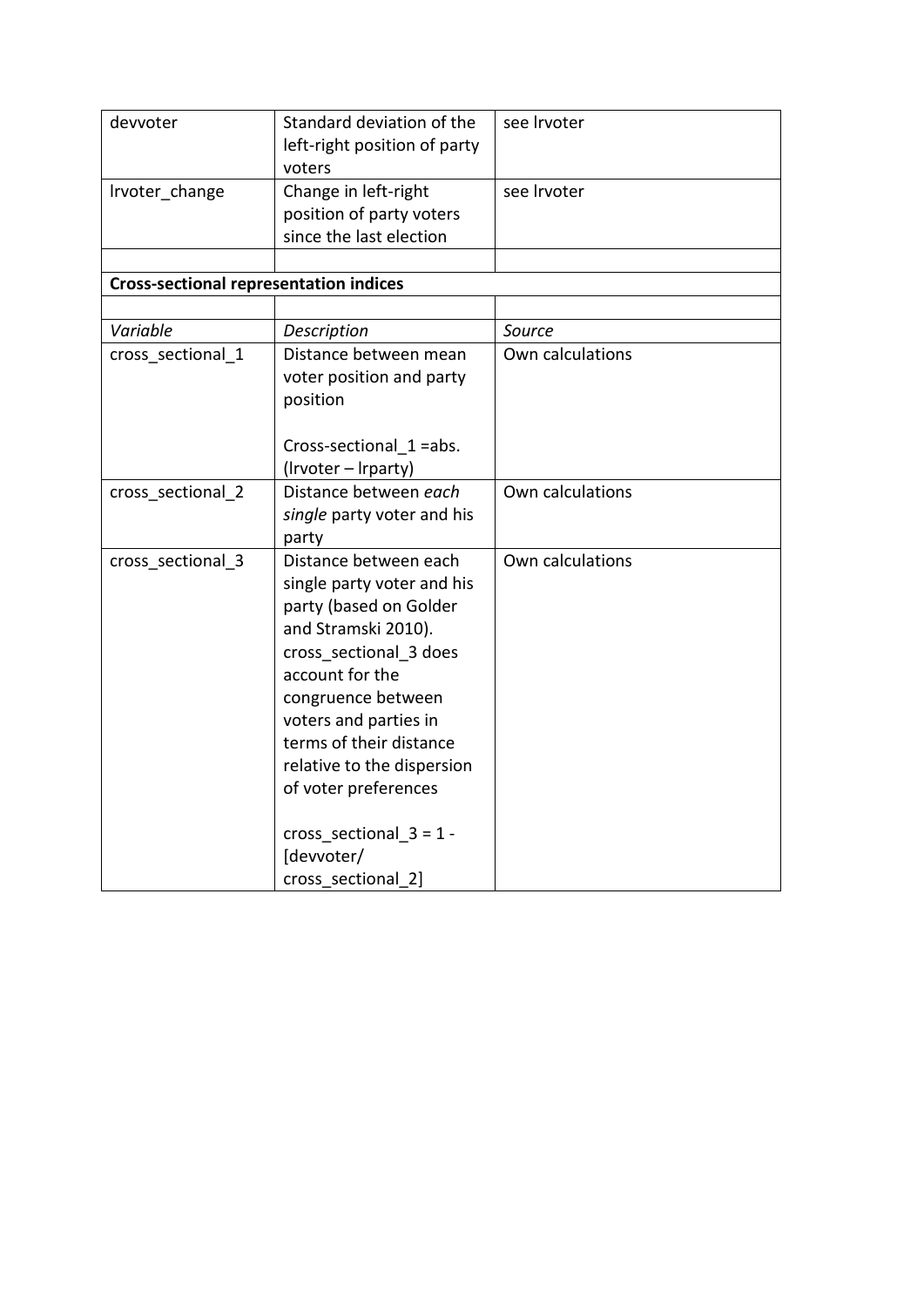| devvoter | Standard deviation of the left-right position of party voters | see lrvoter |
|---|---|---|
| lrvoter_change | Change in left-right position of party voters since the last election | see lrvoter |
| | | |

**Cross-sectional representation indices**

| *Variable* | *Description* | *Source* |
|---|---|---|
| cross_sectional_1 | Distance between mean voter position and party position<br><br>Cross-sectional_1 =abs. (lrvoter – lrparty) | Own calculations |
| cross_sectional_2 | Distance between *each single* party voter and his party | Own calculations |
| cross_sectional_3 | Distance between each single party voter and his party (based on Golder and Stramski 2010). cross_sectional_3 does account for the congruence between voters and parties in terms of their distance relative to the dispersion of voter preferences<br><br>cross_sectional_3 = 1 - [devvoter/ cross_sectional_2] | Own calculations |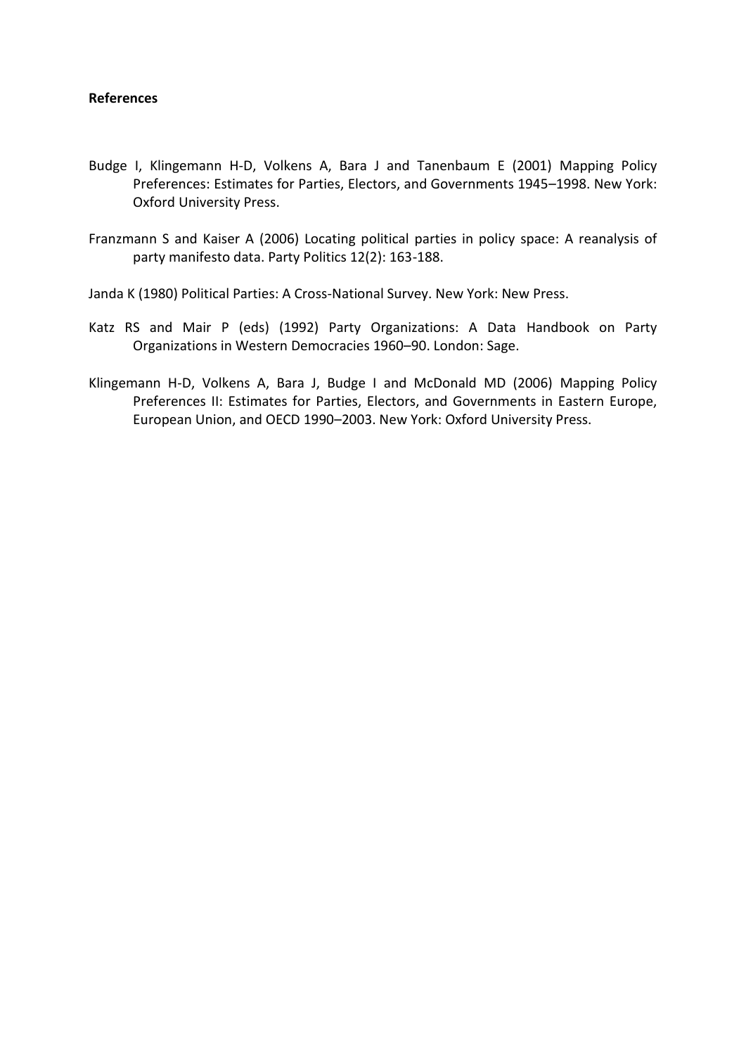**References**

Budge I, Klingemann H-D, Volkens A, Bara J and Tanenbaum E (2001) Mapping Policy Preferences: Estimates for Parties, Electors, and Governments 1945–1998. New York: Oxford University Press.

Franzmann S and Kaiser A (2006) Locating political parties in policy space: A reanalysis of party manifesto data. Party Politics 12(2): 163-188.

Janda K (1980) Political Parties: A Cross-National Survey. New York: New Press.

Katz RS and Mair P (eds) (1992) Party Organizations: A Data Handbook on Party Organizations in Western Democracies 1960–90. London: Sage.

Klingemann H-D, Volkens A, Bara J, Budge I and McDonald MD (2006) Mapping Policy Preferences II: Estimates for Parties, Electors, and Governments in Eastern Europe, European Union, and OECD 1990–2003. New York: Oxford University Press.